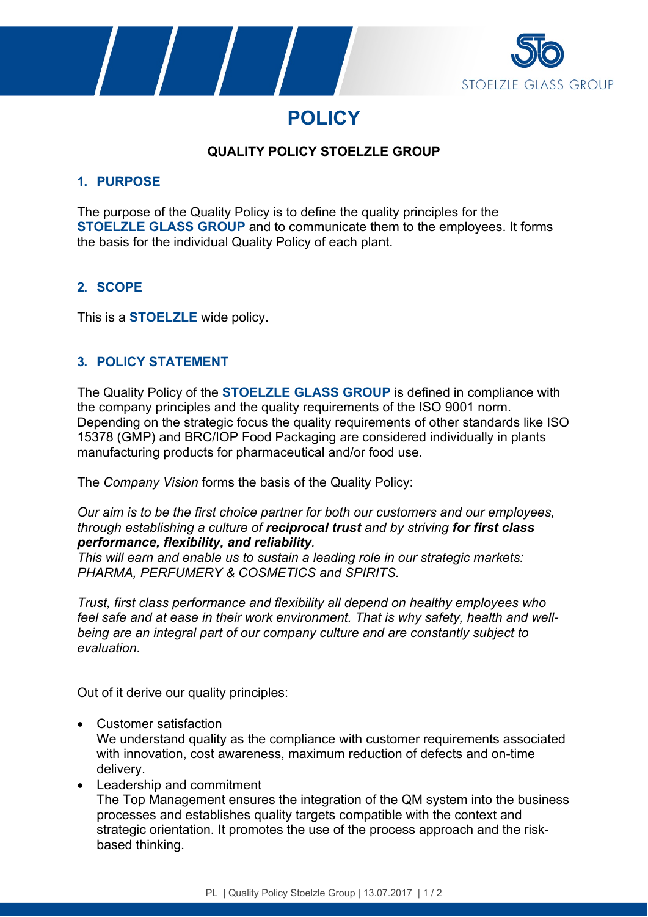# POLICY

**QUALITY POLICY STOELZLE GROUP**

## 1. PURPOSE

The purpose of the Quality Policy is to define the quality principles for the **STOELZLE GLASS GROUP** and to communicate them to the employees. It forms the basis for the individual Quality Policy of each plant.

## 2. SCOPE

This is a **STOELZLE** wide policy.

## 3. POLICY STATEMENT

The Quality Policy of the **STOELZLE GLASS GROUP** is defined in compliance with the company principles and the quality requirements of the ISO 9001 norm. Depending on the strategic focus the quality requirements of other standards like ISO 15378 (GMP) and BRC/IOP Food Packaging are considered individually in plants manufacturing products for pharmaceutical and/or food use.

The *Company Vision* forms the basis of the Quality Policy:

*Our aim is to be the first choice partner for both our customers and our employees, through establishing a culture of **reciprocal trust** and by striving **for first class performance, flexibility, and reliability**.*
*This will earn and enable us to sustain a leading role in our strategic markets: PHARMA, PERFUMERY & COSMETICS and SPIRITS.*

*Trust, first class performance and flexibility all depend on healthy employees who feel safe and at ease in their work environment. That is why safety, health and well-being are an integral part of our company culture and are constantly subject to evaluation.*

Out of it derive our quality principles:

- Customer satisfaction
  We understand quality as the compliance with customer requirements associated with innovation, cost awareness, maximum reduction of defects and on-time delivery.
- Leadership and commitment
  The Top Management ensures the integration of the QM system into the business processes and establishes quality targets compatible with the context and strategic orientation. It promotes the use of the process approach and the risk-based thinking.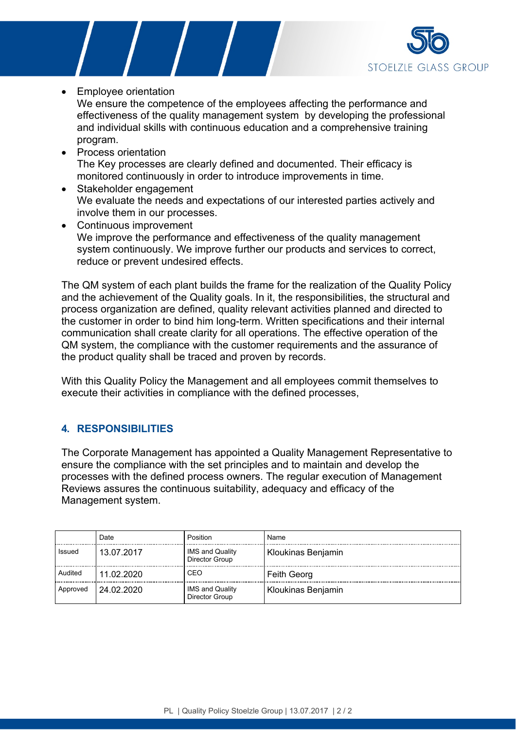- Employee orientation
  We ensure the competence of the employees affecting the performance and effectiveness of the quality management system by developing the professional and individual skills with continuous education and a comprehensive training program.
- Process orientation
  The Key processes are clearly defined and documented. Their efficacy is monitored continuously in order to introduce improvements in time.
- Stakeholder engagement
  We evaluate the needs and expectations of our interested parties actively and involve them in our processes.
- Continuous improvement
  We improve the performance and effectiveness of the quality management system continuously. We improve further our products and services to correct, reduce or prevent undesired effects.

The QM system of each plant builds the frame for the realization of the Quality Policy and the achievement of the Quality goals. In it, the responsibilities, the structural and process organization are defined, quality relevant activities planned and directed to the customer in order to bind him long-term. Written specifications and their internal communication shall create clarity for all operations. The effective operation of the QM system, the compliance with the customer requirements and the assurance of the product quality shall be traced and proven by records.

With this Quality Policy the Management and all employees commit themselves to execute their activities in compliance with the defined processes,

## 4. RESPONSIBILITIES

The Corporate Management has appointed a Quality Management Representative to ensure the compliance with the set principles and to maintain and develop the processes with the defined process owners. The regular execution of Management Reviews assures the continuous suitability, adequacy and efficacy of the Management system.

| | Date | Position | Name |
|---|---|---|---|
| Issued | 13.07.2017 | IMS and Quality Director Group | Kloukinas Benjamin |
| Audited | 11.02.2020 | CEO | Feith Georg |
| Approved | 24.02.2020 | IMS and Quality Director Group | Kloukinas Benjamin |